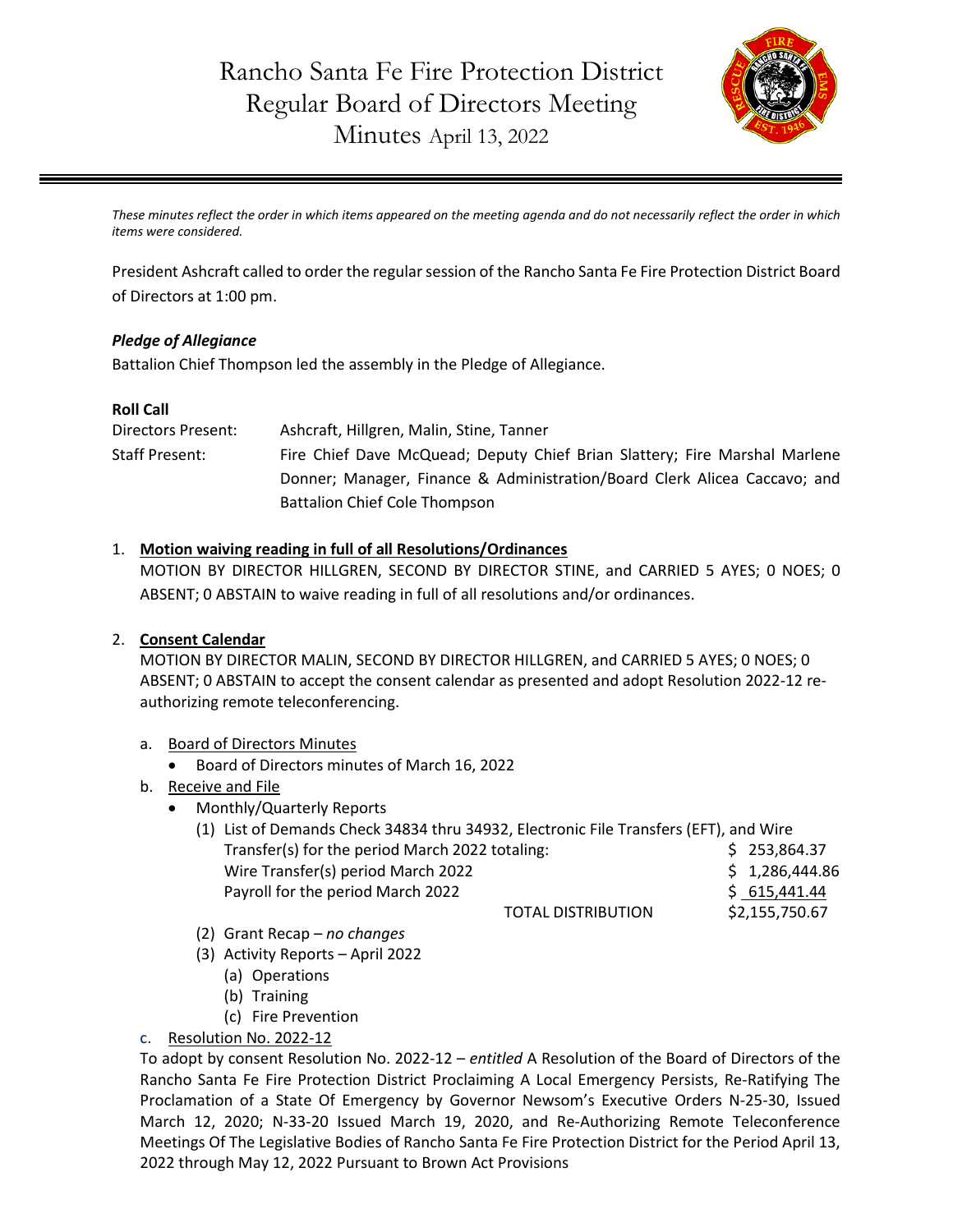# Rancho Santa Fe Fire Protection District
## Regular Board of Directors Meeting
## Minutes April 13, 2022

*These minutes reflect the order in which items appeared on the meeting agenda and do not necessarily reflect the order in which items were considered.*

President Ashcraft called to order the regular session of the Rancho Santa Fe Fire Protection District Board of Directors at 1:00 pm.

***Pledge of Allegiance***

Battalion Chief Thompson led the assembly in the Pledge of Allegiance.

**Roll Call**

Directors Present: Ashcraft, Hillgren, Malin, Stine, Tanner

Staff Present: Fire Chief Dave McQuead; Deputy Chief Brian Slattery; Fire Marshal Marlene Donner; Manager, Finance & Administration/Board Clerk Alicea Caccavo; and Battalion Chief Cole Thompson

1. **Motion waiving reading in full of all Resolutions/Ordinances**

   MOTION BY DIRECTOR HILLGREN, SECOND BY DIRECTOR STINE, and CARRIED 5 AYES; 0 NOES; 0 ABSENT; 0 ABSTAIN to waive reading in full of all resolutions and/or ordinances.

2. **Consent Calendar**

   MOTION BY DIRECTOR MALIN, SECOND BY DIRECTOR HILLGREN, and CARRIED 5 AYES; 0 NOES; 0 ABSENT; 0 ABSTAIN to accept the consent calendar as presented and adopt Resolution 2022-12 re-authorizing remote teleconferencing.

   a. Board of Directors Minutes
      - Board of Directors minutes of March 16, 2022

   b. Receive and File
      - Monthly/Quarterly Reports
        (1) List of Demands Check 34834 thru 34932, Electronic File Transfers (EFT), and Wire Transfer(s) for the period March 2022 totaling: $ 253,864.37
        Wire Transfer(s) period March 2022 $ 1,286,444.86
        Payroll for the period March 2022 $ 615,441.44
        TOTAL DISTRIBUTION $2,155,750.67
        (2) Grant Recap – *no changes*
        (3) Activity Reports – April 2022
           (a) Operations
           (b) Training
           (c) Fire Prevention

   c. Resolution No. 2022-12

   To adopt by consent Resolution No. 2022-12 – *entitled* A Resolution of the Board of Directors of the Rancho Santa Fe Fire Protection District Proclaiming A Local Emergency Persists, Re-Ratifying The Proclamation of a State Of Emergency by Governor Newsom's Executive Orders N-25-30, Issued March 12, 2020; N-33-20 Issued March 19, 2020, and Re-Authorizing Remote Teleconference Meetings Of The Legislative Bodies of Rancho Santa Fe Fire Protection District for the Period April 13, 2022 through May 12, 2022 Pursuant to Brown Act Provisions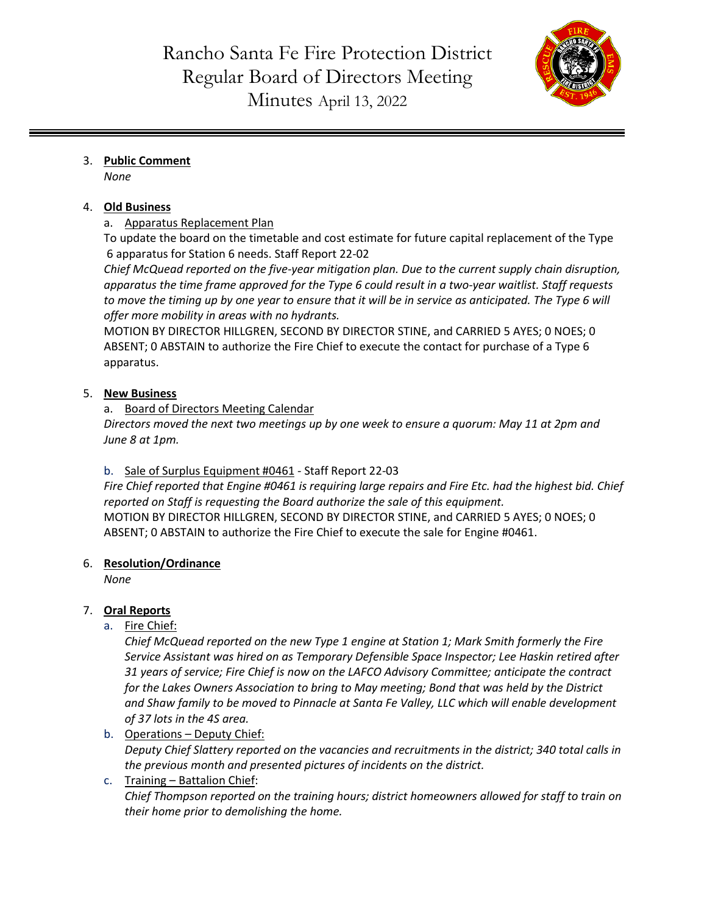3. **Public Comment**

   *None*

4. **Old Business**

   a. Apparatus Replacement Plan

   To update the board on the timetable and cost estimate for future capital replacement of the Type 6 apparatus for Station 6 needs. Staff Report 22-02

   *Chief McQuead reported on the five-year mitigation plan. Due to the current supply chain disruption, apparatus the time frame approved for the Type 6 could result in a two-year waitlist. Staff requests to move the timing up by one year to ensure that it will be in service as anticipated. The Type 6 will offer more mobility in areas with no hydrants.*

   MOTION BY DIRECTOR HILLGREN, SECOND BY DIRECTOR STINE, and CARRIED 5 AYES; 0 NOES; 0 ABSENT; 0 ABSTAIN to authorize the Fire Chief to execute the contact for purchase of a Type 6 apparatus.

5. **New Business**

   a. Board of Directors Meeting Calendar

   *Directors moved the next two meetings up by one week to ensure a quorum: May 11 at 2pm and June 8 at 1pm.*

   b. Sale of Surplus Equipment #0461 - Staff Report 22-03

   *Fire Chief reported that Engine #0461 is requiring large repairs and Fire Etc. had the highest bid. Chief reported on Staff is requesting the Board authorize the sale of this equipment.*

   MOTION BY DIRECTOR HILLGREN, SECOND BY DIRECTOR STINE, and CARRIED 5 AYES; 0 NOES; 0 ABSENT; 0 ABSTAIN to authorize the Fire Chief to execute the sale for Engine #0461.

6. **Resolution/Ordinance**

   *None*

7. **Oral Reports**

   a. Fire Chief:

   *Chief McQuead reported on the new Type 1 engine at Station 1; Mark Smith formerly the Fire Service Assistant was hired on as Temporary Defensible Space Inspector; Lee Haskin retired after 31 years of service; Fire Chief is now on the LAFCO Advisory Committee; anticipate the contract for the Lakes Owners Association to bring to May meeting; Bond that was held by the District and Shaw family to be moved to Pinnacle at Santa Fe Valley, LLC which will enable development of 37 lots in the 4S area.*

   b. Operations – Deputy Chief:

   *Deputy Chief Slattery reported on the vacancies and recruitments in the district; 340 total calls in the previous month and presented pictures of incidents on the district.*

   c. Training – Battalion Chief:

   *Chief Thompson reported on the training hours; district homeowners allowed for staff to train on their home prior to demolishing the home.*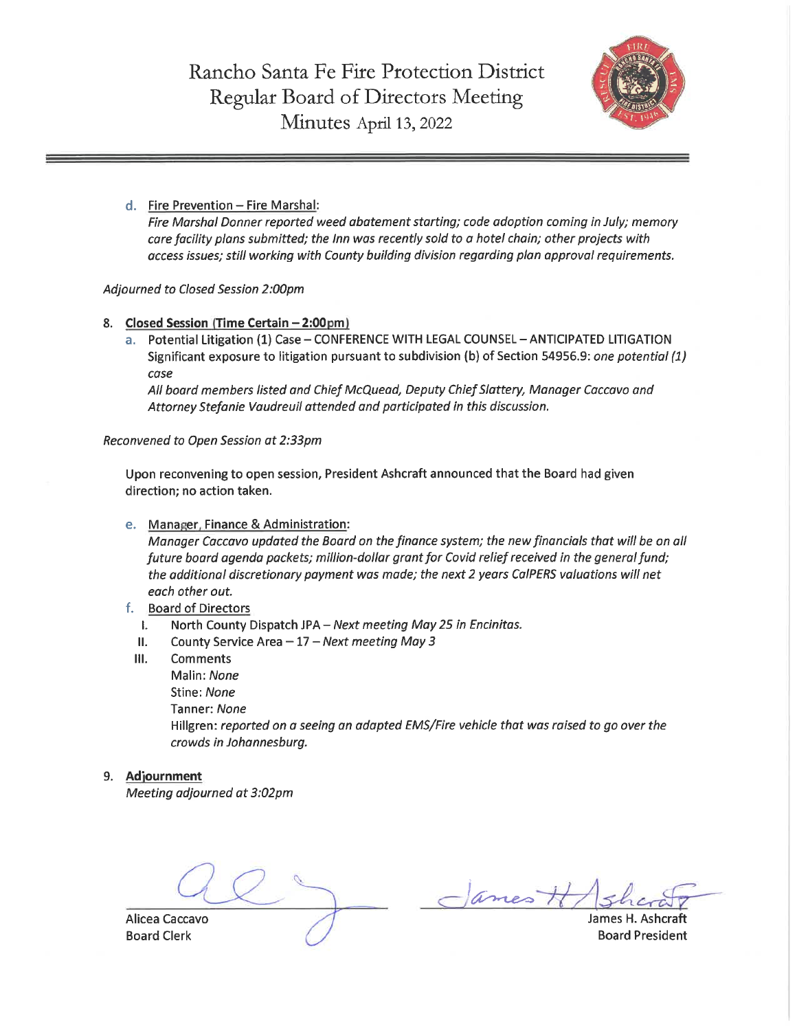# Rancho Santa Fe Fire Protection District
## Regular Board of Directors Meeting
### Minutes April 13, 2022

d. Fire Prevention – Fire Marshal:
*Fire Marshal Donner reported weed abatement starting; code adoption coming in July; memory care facility plans submitted; the Inn was recently sold to a hotel chain; other projects with access issues; still working with County building division regarding plan approval requirements.*

*Adjourned to Closed Session 2:00pm*

8. **Closed Session (Time Certain – 2:00pm)**
   a. Potential Litigation (1) Case – CONFERENCE WITH LEGAL COUNSEL – ANTICIPATED LITIGATION Significant exposure to litigation pursuant to subdivision (b) of Section 54956.9: *one potential (1) case*
   *All board members listed and Chief McQuead, Deputy Chief Slattery, Manager Caccavo and Attorney Stefanie Vaudreuil attended and participated in this discussion.*

*Reconvened to Open Session at 2:33pm*

Upon reconvening to open session, President Ashcraft announced that the Board had given direction; no action taken.

e. Manager, Finance & Administration:
*Manager Caccavo updated the Board on the finance system; the new financials that will be on all future board agenda packets; million-dollar grant for Covid relief received in the general fund; the additional discretionary payment was made; the next 2 years CalPERS valuations will net each other out.*

f. Board of Directors
   I. North County Dispatch JPA – *Next meeting May 25 in Encinitas.*
   II. County Service Area – 17 – *Next meeting May 3*
   III. Comments
   Malin: *None*
   Stine: *None*
   Tanner: *None*
   Hillgren: *reported on a seeing an adapted EMS/Fire vehicle that was raised to go over the crowds in Johannesburg.*

9. **Adjournment**
*Meeting adjourned at 3:02pm*

Alicea Caccavo
Board Clerk

James H. Ashcraft
Board President